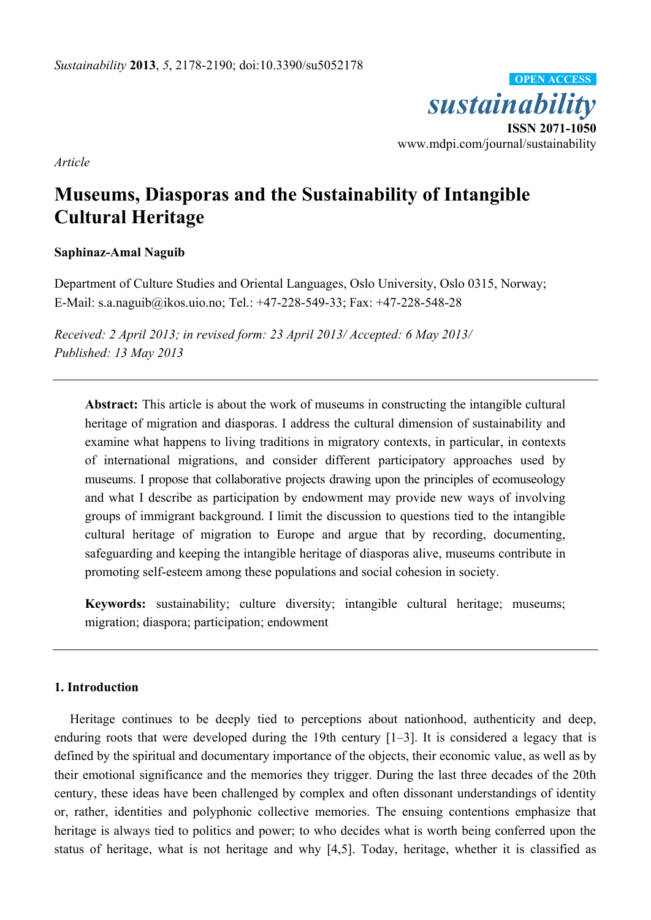*Sustainability* **2013**, *5*, 2178-2190; doi:10.3390/su5052178

OPEN ACCESS

*sustainability*

**ISSN 2071-1050**

www.mdpi.com/journal/sustainability

*Article*

# Museums, Diasporas and the Sustainability of Intangible Cultural Heritage

**Saphinaz-Amal Naguib**

Department of Culture Studies and Oriental Languages, Oslo University, Oslo 0315, Norway; E-Mail: s.a.naguib@ikos.uio.no; Tel.: +47-228-549-33; Fax: +47-228-548-28

*Received: 2 April 2013; in revised form: 23 April 2013/ Accepted: 6 May 2013/ Published: 13 May 2013*

**Abstract:** This article is about the work of museums in constructing the intangible cultural heritage of migration and diasporas. I address the cultural dimension of sustainability and examine what happens to living traditions in migratory contexts, in particular, in contexts of international migrations, and consider different participatory approaches used by museums. I propose that collaborative projects drawing upon the principles of ecomuseology and what I describe as participation by endowment may provide new ways of involving groups of immigrant background. I limit the discussion to questions tied to the intangible cultural heritage of migration to Europe and argue that by recording, documenting, safeguarding and keeping the intangible heritage of diasporas alive, museums contribute in promoting self-esteem among these populations and social cohesion in society.

**Keywords:** sustainability; culture diversity; intangible cultural heritage; museums; migration; diaspora; participation; endowment

## 1. Introduction

Heritage continues to be deeply tied to perceptions about nationhood, authenticity and deep, enduring roots that were developed during the 19th century [1–3]. It is considered a legacy that is defined by the spiritual and documentary importance of the objects, their economic value, as well as by their emotional significance and the memories they trigger. During the last three decades of the 20th century, these ideas have been challenged by complex and often dissonant understandings of identity or, rather, identities and polyphonic collective memories. The ensuing contentions emphasize that heritage is always tied to politics and power; to who decides what is worth being conferred upon the status of heritage, what is not heritage and why [4,5]. Today, heritage, whether it is classified as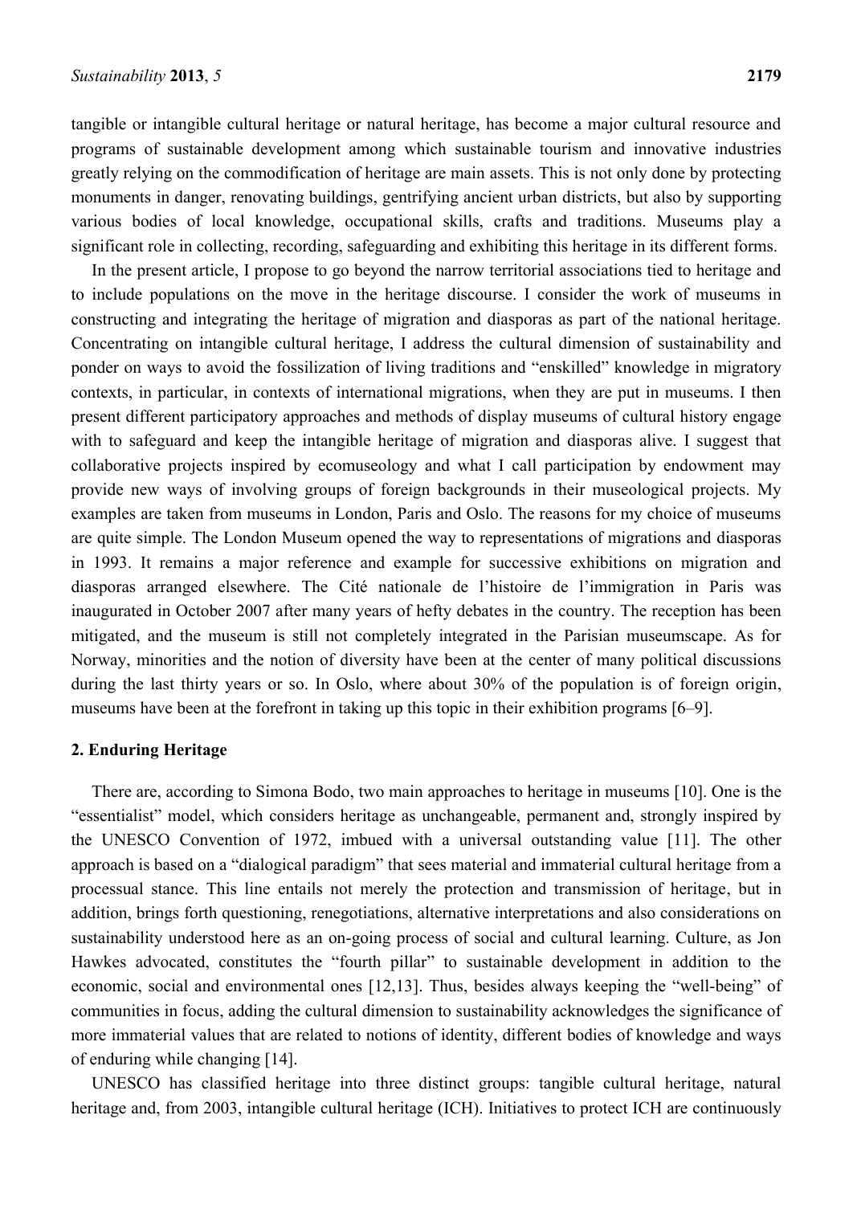tangible or intangible cultural heritage or natural heritage, has become a major cultural resource and programs of sustainable development among which sustainable tourism and innovative industries greatly relying on the commodification of heritage are main assets. This is not only done by protecting monuments in danger, renovating buildings, gentrifying ancient urban districts, but also by supporting various bodies of local knowledge, occupational skills, crafts and traditions. Museums play a significant role in collecting, recording, safeguarding and exhibiting this heritage in its different forms.

In the present article, I propose to go beyond the narrow territorial associations tied to heritage and to include populations on the move in the heritage discourse. I consider the work of museums in constructing and integrating the heritage of migration and diasporas as part of the national heritage. Concentrating on intangible cultural heritage, I address the cultural dimension of sustainability and ponder on ways to avoid the fossilization of living traditions and "enskilled" knowledge in migratory contexts, in particular, in contexts of international migrations, when they are put in museums. I then present different participatory approaches and methods of display museums of cultural history engage with to safeguard and keep the intangible heritage of migration and diasporas alive. I suggest that collaborative projects inspired by ecomuseology and what I call participation by endowment may provide new ways of involving groups of foreign backgrounds in their museological projects. My examples are taken from museums in London, Paris and Oslo. The reasons for my choice of museums are quite simple. The London Museum opened the way to representations of migrations and diasporas in 1993. It remains a major reference and example for successive exhibitions on migration and diasporas arranged elsewhere. The Cité nationale de l'histoire de l'immigration in Paris was inaugurated in October 2007 after many years of hefty debates in the country. The reception has been mitigated, and the museum is still not completely integrated in the Parisian museumscape. As for Norway, minorities and the notion of diversity have been at the center of many political discussions during the last thirty years or so. In Oslo, where about 30% of the population is of foreign origin, museums have been at the forefront in taking up this topic in their exhibition programs [6–9].

## 2. Enduring Heritage

There are, according to Simona Bodo, two main approaches to heritage in museums [10]. One is the "essentialist" model, which considers heritage as unchangeable, permanent and, strongly inspired by the UNESCO Convention of 1972, imbued with a universal outstanding value [11]. The other approach is based on a "dialogical paradigm" that sees material and immaterial cultural heritage from a processual stance. This line entails not merely the protection and transmission of heritage, but in addition, brings forth questioning, renegotiations, alternative interpretations and also considerations on sustainability understood here as an on-going process of social and cultural learning. Culture, as Jon Hawkes advocated, constitutes the "fourth pillar" to sustainable development in addition to the economic, social and environmental ones [12,13]. Thus, besides always keeping the "well-being" of communities in focus, adding the cultural dimension to sustainability acknowledges the significance of more immaterial values that are related to notions of identity, different bodies of knowledge and ways of enduring while changing [14].

UNESCO has classified heritage into three distinct groups: tangible cultural heritage, natural heritage and, from 2003, intangible cultural heritage (ICH). Initiatives to protect ICH are continuously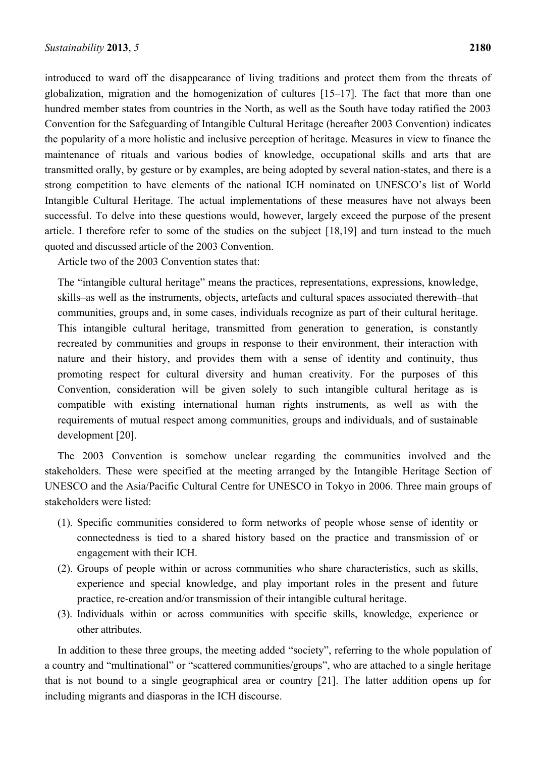introduced to ward off the disappearance of living traditions and protect them from the threats of globalization, migration and the homogenization of cultures [15–17]. The fact that more than one hundred member states from countries in the North, as well as the South have today ratified the 2003 Convention for the Safeguarding of Intangible Cultural Heritage (hereafter 2003 Convention) indicates the popularity of a more holistic and inclusive perception of heritage. Measures in view to finance the maintenance of rituals and various bodies of knowledge, occupational skills and arts that are transmitted orally, by gesture or by examples, are being adopted by several nation-states, and there is a strong competition to have elements of the national ICH nominated on UNESCO's list of World Intangible Cultural Heritage. The actual implementations of these measures have not always been successful. To delve into these questions would, however, largely exceed the purpose of the present article. I therefore refer to some of the studies on the subject [18,19] and turn instead to the much quoted and discussed article of the 2003 Convention.

Article two of the 2003 Convention states that:

> The "intangible cultural heritage" means the practices, representations, expressions, knowledge, skills–as well as the instruments, objects, artefacts and cultural spaces associated therewith–that communities, groups and, in some cases, individuals recognize as part of their cultural heritage. This intangible cultural heritage, transmitted from generation to generation, is constantly recreated by communities and groups in response to their environment, their interaction with nature and their history, and provides them with a sense of identity and continuity, thus promoting respect for cultural diversity and human creativity. For the purposes of this Convention, consideration will be given solely to such intangible cultural heritage as is compatible with existing international human rights instruments, as well as with the requirements of mutual respect among communities, groups and individuals, and of sustainable development [20].

The 2003 Convention is somehow unclear regarding the communities involved and the stakeholders. These were specified at the meeting arranged by the Intangible Heritage Section of UNESCO and the Asia/Pacific Cultural Centre for UNESCO in Tokyo in 2006. Three main groups of stakeholders were listed:

(1). Specific communities considered to form networks of people whose sense of identity or connectedness is tied to a shared history based on the practice and transmission of or engagement with their ICH.

(2). Groups of people within or across communities who share characteristics, such as skills, experience and special knowledge, and play important roles in the present and future practice, re-creation and/or transmission of their intangible cultural heritage.

(3). Individuals within or across communities with specific skills, knowledge, experience or other attributes.

In addition to these three groups, the meeting added "society", referring to the whole population of a country and "multinational" or "scattered communities/groups", who are attached to a single heritage that is not bound to a single geographical area or country [21]. The latter addition opens up for including migrants and diasporas in the ICH discourse.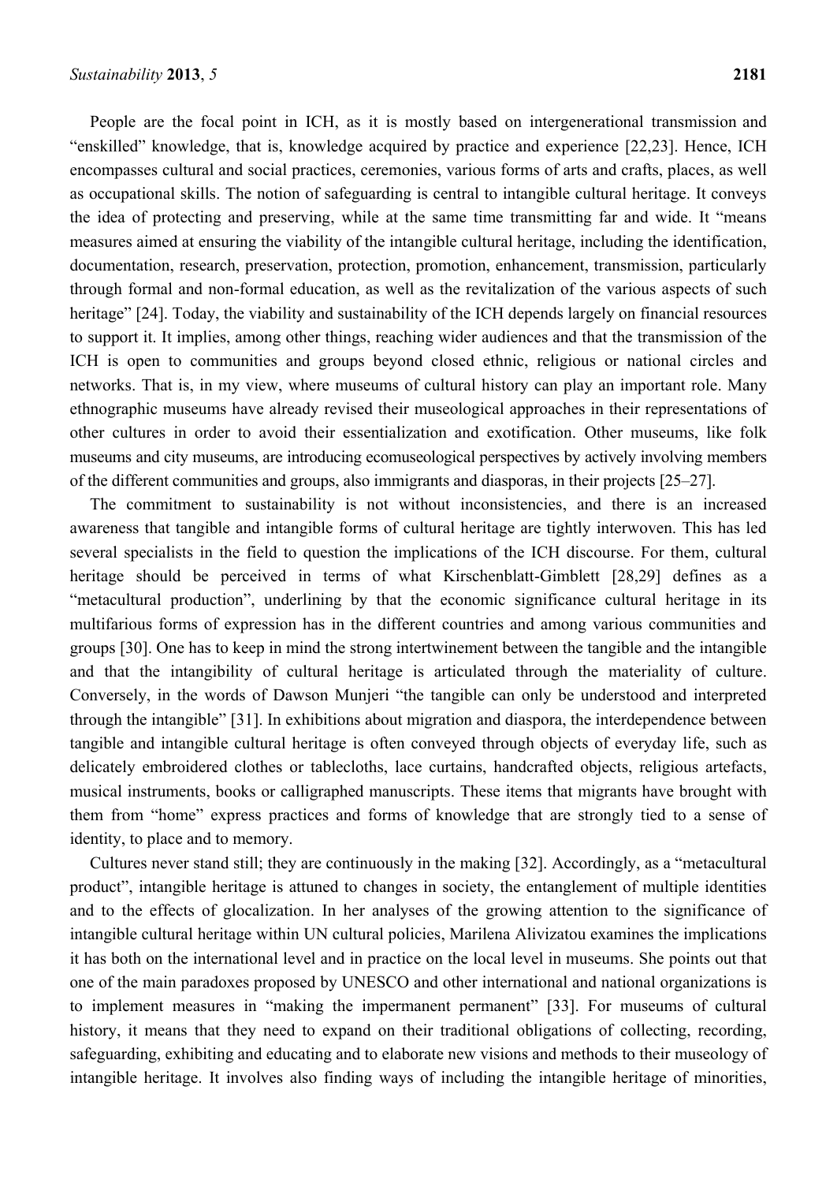People are the focal point in ICH, as it is mostly based on intergenerational transmission and "enskilled" knowledge, that is, knowledge acquired by practice and experience [22,23]. Hence, ICH encompasses cultural and social practices, ceremonies, various forms of arts and crafts, places, as well as occupational skills. The notion of safeguarding is central to intangible cultural heritage. It conveys the idea of protecting and preserving, while at the same time transmitting far and wide. It "means measures aimed at ensuring the viability of the intangible cultural heritage, including the identification, documentation, research, preservation, protection, promotion, enhancement, transmission, particularly through formal and non-formal education, as well as the revitalization of the various aspects of such heritage" [24]. Today, the viability and sustainability of the ICH depends largely on financial resources to support it. It implies, among other things, reaching wider audiences and that the transmission of the ICH is open to communities and groups beyond closed ethnic, religious or national circles and networks. That is, in my view, where museums of cultural history can play an important role. Many ethnographic museums have already revised their museological approaches in their representations of other cultures in order to avoid their essentialization and exotification. Other museums, like folk museums and city museums, are introducing ecomuseological perspectives by actively involving members of the different communities and groups, also immigrants and diasporas, in their projects [25–27].

The commitment to sustainability is not without inconsistencies, and there is an increased awareness that tangible and intangible forms of cultural heritage are tightly interwoven. This has led several specialists in the field to question the implications of the ICH discourse. For them, cultural heritage should be perceived in terms of what Kirschenblatt-Gimblett [28,29] defines as a "metacultural production", underlining by that the economic significance cultural heritage in its multifarious forms of expression has in the different countries and among various communities and groups [30]. One has to keep in mind the strong intertwinement between the tangible and the intangible and that the intangibility of cultural heritage is articulated through the materiality of culture. Conversely, in the words of Dawson Munjeri "the tangible can only be understood and interpreted through the intangible" [31]. In exhibitions about migration and diaspora, the interdependence between tangible and intangible cultural heritage is often conveyed through objects of everyday life, such as delicately embroidered clothes or tablecloths, lace curtains, handcrafted objects, religious artefacts, musical instruments, books or calligraphed manuscripts. These items that migrants have brought with them from "home" express practices and forms of knowledge that are strongly tied to a sense of identity, to place and to memory.

Cultures never stand still; they are continuously in the making [32]. Accordingly, as a "metacultural product", intangible heritage is attuned to changes in society, the entanglement of multiple identities and to the effects of glocalization. In her analyses of the growing attention to the significance of intangible cultural heritage within UN cultural policies, Marilena Alivizatou examines the implications it has both on the international level and in practice on the local level in museums. She points out that one of the main paradoxes proposed by UNESCO and other international and national organizations is to implement measures in "making the impermanent permanent" [33]. For museums of cultural history, it means that they need to expand on their traditional obligations of collecting, recording, safeguarding, exhibiting and educating and to elaborate new visions and methods to their museology of intangible heritage. It involves also finding ways of including the intangible heritage of minorities,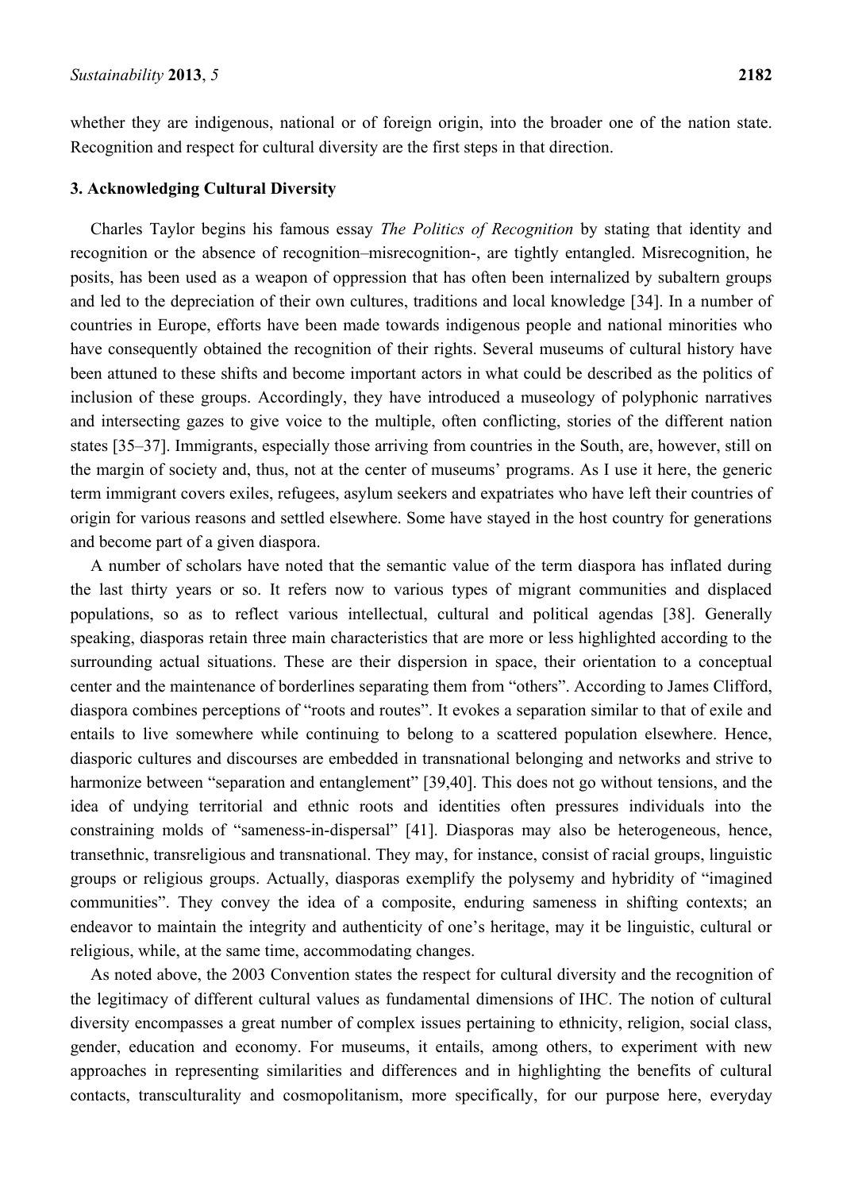whether they are indigenous, national or of foreign origin, into the broader one of the nation state. Recognition and respect for cultural diversity are the first steps in that direction.

### 3. Acknowledging Cultural Diversity

Charles Taylor begins his famous essay *The Politics of Recognition* by stating that identity and recognition or the absence of recognition–misrecognition-, are tightly entangled. Misrecognition, he posits, has been used as a weapon of oppression that has often been internalized by subaltern groups and led to the depreciation of their own cultures, traditions and local knowledge [34]. In a number of countries in Europe, efforts have been made towards indigenous people and national minorities who have consequently obtained the recognition of their rights. Several museums of cultural history have been attuned to these shifts and become important actors in what could be described as the politics of inclusion of these groups. Accordingly, they have introduced a museology of polyphonic narratives and intersecting gazes to give voice to the multiple, often conflicting, stories of the different nation states [35–37]. Immigrants, especially those arriving from countries in the South, are, however, still on the margin of society and, thus, not at the center of museums' programs. As I use it here, the generic term immigrant covers exiles, refugees, asylum seekers and expatriates who have left their countries of origin for various reasons and settled elsewhere. Some have stayed in the host country for generations and become part of a given diaspora.

A number of scholars have noted that the semantic value of the term diaspora has inflated during the last thirty years or so. It refers now to various types of migrant communities and displaced populations, so as to reflect various intellectual, cultural and political agendas [38]. Generally speaking, diasporas retain three main characteristics that are more or less highlighted according to the surrounding actual situations. These are their dispersion in space, their orientation to a conceptual center and the maintenance of borderlines separating them from "others". According to James Clifford, diaspora combines perceptions of "roots and routes". It evokes a separation similar to that of exile and entails to live somewhere while continuing to belong to a scattered population elsewhere. Hence, diasporic cultures and discourses are embedded in transnational belonging and networks and strive to harmonize between "separation and entanglement" [39,40]. This does not go without tensions, and the idea of undying territorial and ethnic roots and identities often pressures individuals into the constraining molds of "sameness-in-dispersal" [41]. Diasporas may also be heterogeneous, hence, transethnic, transreligious and transnational. They may, for instance, consist of racial groups, linguistic groups or religious groups. Actually, diasporas exemplify the polysemy and hybridity of "imagined communities". They convey the idea of a composite, enduring sameness in shifting contexts; an endeavor to maintain the integrity and authenticity of one's heritage, may it be linguistic, cultural or religious, while, at the same time, accommodating changes.

As noted above, the 2003 Convention states the respect for cultural diversity and the recognition of the legitimacy of different cultural values as fundamental dimensions of IHC. The notion of cultural diversity encompasses a great number of complex issues pertaining to ethnicity, religion, social class, gender, education and economy. For museums, it entails, among others, to experiment with new approaches in representing similarities and differences and in highlighting the benefits of cultural contacts, transculturality and cosmopolitanism, more specifically, for our purpose here, everyday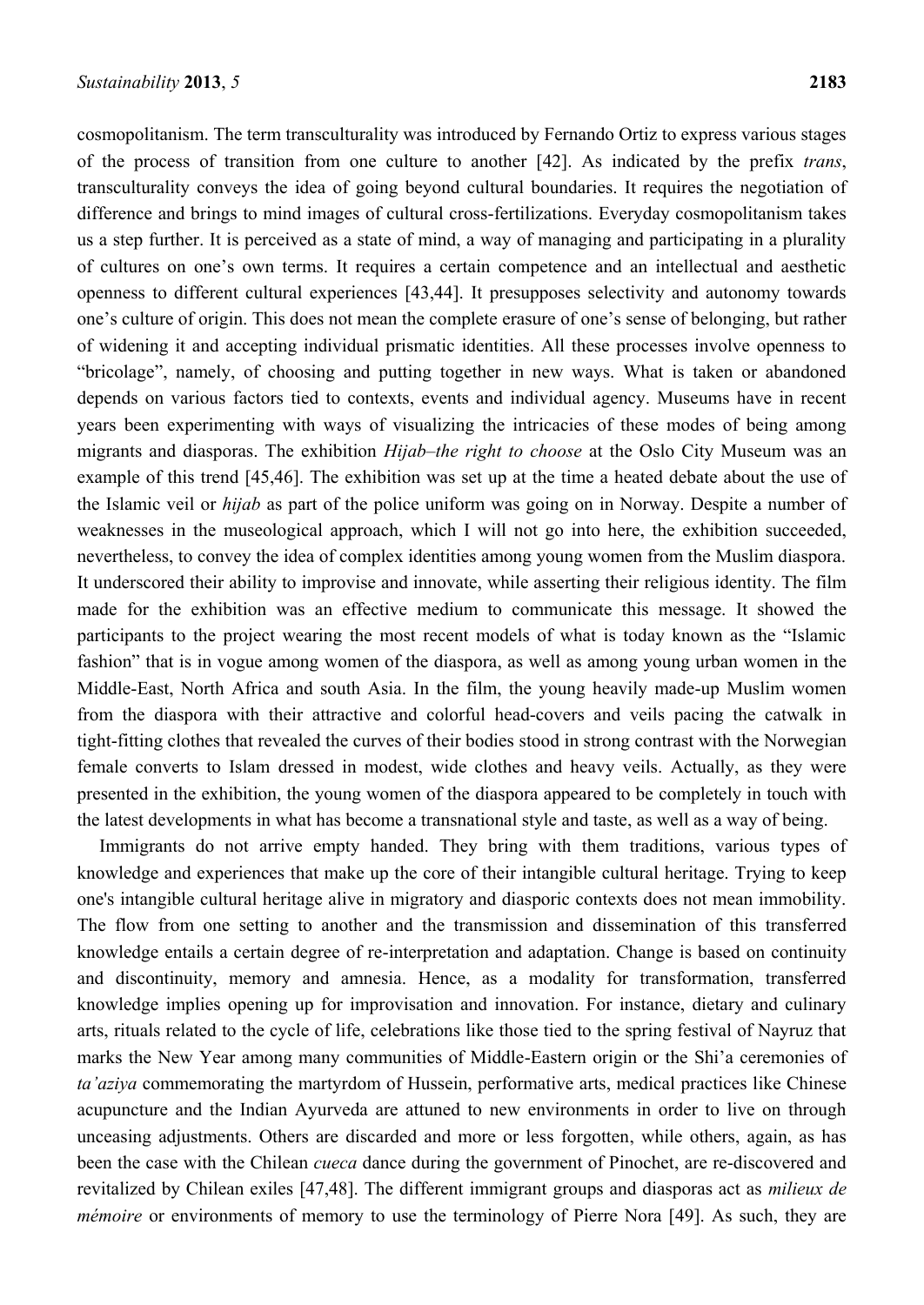cosmopolitanism. The term transculturality was introduced by Fernando Ortiz to express various stages of the process of transition from one culture to another [42]. As indicated by the prefix *trans*, transculturality conveys the idea of going beyond cultural boundaries. It requires the negotiation of difference and brings to mind images of cultural cross-fertilizations. Everyday cosmopolitanism takes us a step further. It is perceived as a state of mind, a way of managing and participating in a plurality of cultures on one's own terms. It requires a certain competence and an intellectual and aesthetic openness to different cultural experiences [43,44]. It presupposes selectivity and autonomy towards one's culture of origin. This does not mean the complete erasure of one's sense of belonging, but rather of widening it and accepting individual prismatic identities. All these processes involve openness to "bricolage", namely, of choosing and putting together in new ways. What is taken or abandoned depends on various factors tied to contexts, events and individual agency. Museums have in recent years been experimenting with ways of visualizing the intricacies of these modes of being among migrants and diasporas. The exhibition *Hijab–the right to choose* at the Oslo City Museum was an example of this trend [45,46]. The exhibition was set up at the time a heated debate about the use of the Islamic veil or *hijab* as part of the police uniform was going on in Norway. Despite a number of weaknesses in the museological approach, which I will not go into here, the exhibition succeeded, nevertheless, to convey the idea of complex identities among young women from the Muslim diaspora. It underscored their ability to improvise and innovate, while asserting their religious identity. The film made for the exhibition was an effective medium to communicate this message. It showed the participants to the project wearing the most recent models of what is today known as the "Islamic fashion" that is in vogue among women of the diaspora, as well as among young urban women in the Middle-East, North Africa and south Asia. In the film, the young heavily made-up Muslim women from the diaspora with their attractive and colorful head-covers and veils pacing the catwalk in tight-fitting clothes that revealed the curves of their bodies stood in strong contrast with the Norwegian female converts to Islam dressed in modest, wide clothes and heavy veils. Actually, as they were presented in the exhibition, the young women of the diaspora appeared to be completely in touch with the latest developments in what has become a transnational style and taste, as well as a way of being.

Immigrants do not arrive empty handed. They bring with them traditions, various types of knowledge and experiences that make up the core of their intangible cultural heritage. Trying to keep one's intangible cultural heritage alive in migratory and diasporic contexts does not mean immobility. The flow from one setting to another and the transmission and dissemination of this transferred knowledge entails a certain degree of re-interpretation and adaptation. Change is based on continuity and discontinuity, memory and amnesia. Hence, as a modality for transformation, transferred knowledge implies opening up for improvisation and innovation. For instance, dietary and culinary arts, rituals related to the cycle of life, celebrations like those tied to the spring festival of Nayruz that marks the New Year among many communities of Middle-Eastern origin or the Shi'a ceremonies of *ta'aziya* commemorating the martyrdom of Hussein, performative arts, medical practices like Chinese acupuncture and the Indian Ayurveda are attuned to new environments in order to live on through unceasing adjustments. Others are discarded and more or less forgotten, while others, again, as has been the case with the Chilean *cueca* dance during the government of Pinochet, are re-discovered and revitalized by Chilean exiles [47,48]. The different immigrant groups and diasporas act as *milieux de mémoire* or environments of memory to use the terminology of Pierre Nora [49]. As such, they are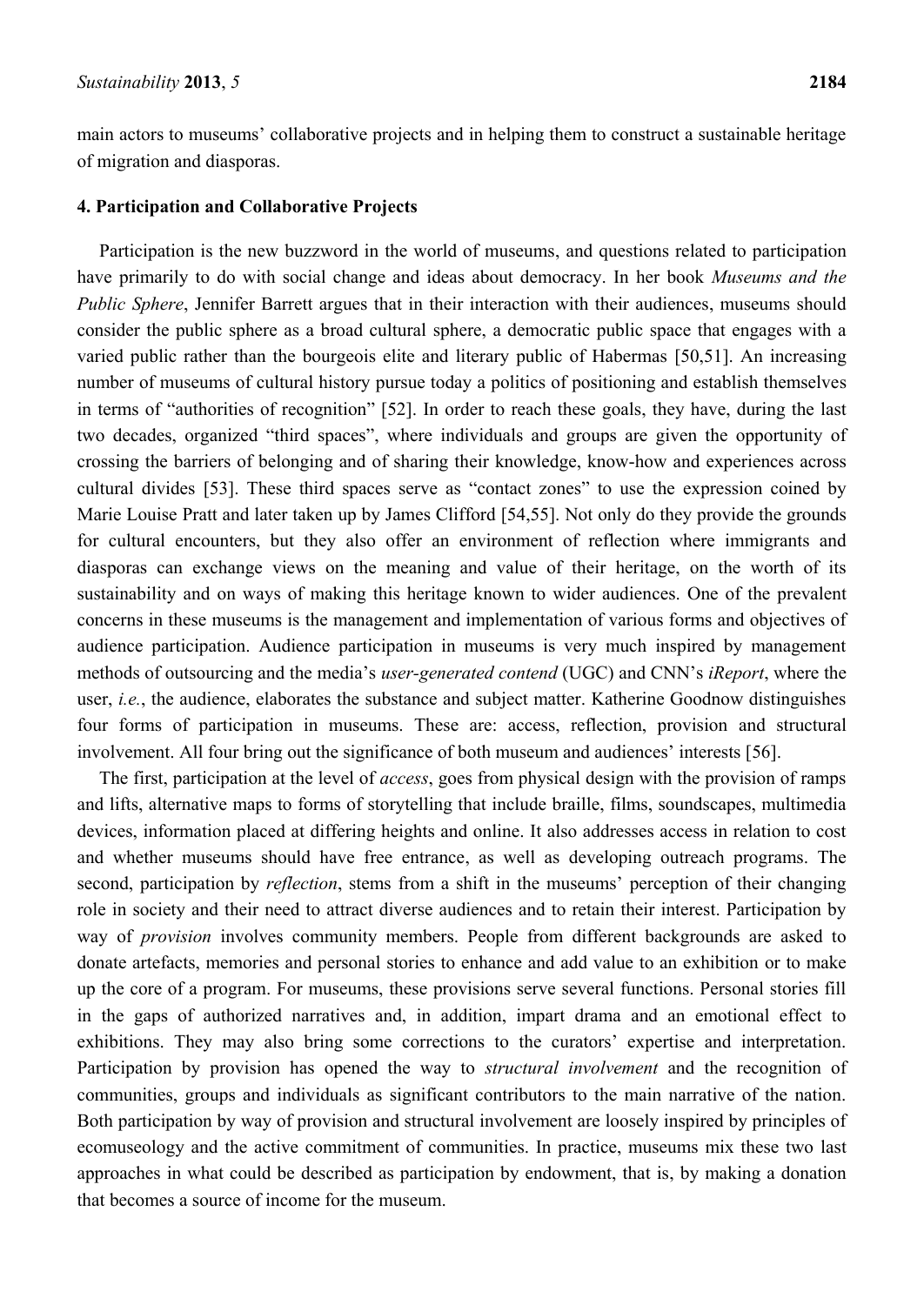main actors to museums' collaborative projects and in helping them to construct a sustainable heritage of migration and diasporas.

## 4. Participation and Collaborative Projects

Participation is the new buzzword in the world of museums, and questions related to participation have primarily to do with social change and ideas about democracy. In her book *Museums and the Public Sphere*, Jennifer Barrett argues that in their interaction with their audiences, museums should consider the public sphere as a broad cultural sphere, a democratic public space that engages with a varied public rather than the bourgeois elite and literary public of Habermas [50,51]. An increasing number of museums of cultural history pursue today a politics of positioning and establish themselves in terms of "authorities of recognition" [52]. In order to reach these goals, they have, during the last two decades, organized "third spaces", where individuals and groups are given the opportunity of crossing the barriers of belonging and of sharing their knowledge, know-how and experiences across cultural divides [53]. These third spaces serve as "contact zones" to use the expression coined by Marie Louise Pratt and later taken up by James Clifford [54,55]. Not only do they provide the grounds for cultural encounters, but they also offer an environment of reflection where immigrants and diasporas can exchange views on the meaning and value of their heritage, on the worth of its sustainability and on ways of making this heritage known to wider audiences. One of the prevalent concerns in these museums is the management and implementation of various forms and objectives of audience participation. Audience participation in museums is very much inspired by management methods of outsourcing and the media's *user-generated contend* (UGC) and CNN's *iReport*, where the user, *i.e.*, the audience, elaborates the substance and subject matter. Katherine Goodnow distinguishes four forms of participation in museums. These are: access, reflection, provision and structural involvement. All four bring out the significance of both museum and audiences' interests [56].

The first, participation at the level of *access*, goes from physical design with the provision of ramps and lifts, alternative maps to forms of storytelling that include braille, films, soundscapes, multimedia devices, information placed at differing heights and online. It also addresses access in relation to cost and whether museums should have free entrance, as well as developing outreach programs. The second, participation by *reflection*, stems from a shift in the museums' perception of their changing role in society and their need to attract diverse audiences and to retain their interest. Participation by way of *provision* involves community members. People from different backgrounds are asked to donate artefacts, memories and personal stories to enhance and add value to an exhibition or to make up the core of a program. For museums, these provisions serve several functions. Personal stories fill in the gaps of authorized narratives and, in addition, impart drama and an emotional effect to exhibitions. They may also bring some corrections to the curators' expertise and interpretation. Participation by provision has opened the way to *structural involvement* and the recognition of communities, groups and individuals as significant contributors to the main narrative of the nation. Both participation by way of provision and structural involvement are loosely inspired by principles of ecomuseology and the active commitment of communities. In practice, museums mix these two last approaches in what could be described as participation by endowment, that is, by making a donation that becomes a source of income for the museum.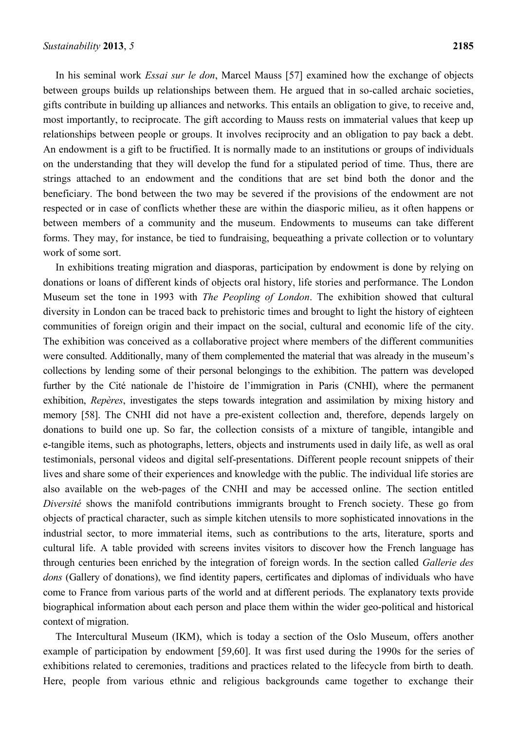In his seminal work *Essai sur le don*, Marcel Mauss [57] examined how the exchange of objects between groups builds up relationships between them. He argued that in so-called archaic societies, gifts contribute in building up alliances and networks. This entails an obligation to give, to receive and, most importantly, to reciprocate. The gift according to Mauss rests on immaterial values that keep up relationships between people or groups. It involves reciprocity and an obligation to pay back a debt. An endowment is a gift to be fructified. It is normally made to an institutions or groups of individuals on the understanding that they will develop the fund for a stipulated period of time. Thus, there are strings attached to an endowment and the conditions that are set bind both the donor and the beneficiary. The bond between the two may be severed if the provisions of the endowment are not respected or in case of conflicts whether these are within the diasporic milieu, as it often happens or between members of a community and the museum. Endowments to museums can take different forms. They may, for instance, be tied to fundraising, bequeathing a private collection or to voluntary work of some sort.

In exhibitions treating migration and diasporas, participation by endowment is done by relying on donations or loans of different kinds of objects oral history, life stories and performance. The London Museum set the tone in 1993 with *The Peopling of London*. The exhibition showed that cultural diversity in London can be traced back to prehistoric times and brought to light the history of eighteen communities of foreign origin and their impact on the social, cultural and economic life of the city. The exhibition was conceived as a collaborative project where members of the different communities were consulted. Additionally, many of them complemented the material that was already in the museum's collections by lending some of their personal belongings to the exhibition. The pattern was developed further by the Cité nationale de l'histoire de l'immigration in Paris (CNHI), where the permanent exhibition, *Repères*, investigates the steps towards integration and assimilation by mixing history and memory [58]. The CNHI did not have a pre-existent collection and, therefore, depends largely on donations to build one up. So far, the collection consists of a mixture of tangible, intangible and e-tangible items, such as photographs, letters, objects and instruments used in daily life, as well as oral testimonials, personal videos and digital self-presentations. Different people recount snippets of their lives and share some of their experiences and knowledge with the public. The individual life stories are also available on the web-pages of the CNHI and may be accessed online. The section entitled *Diversité* shows the manifold contributions immigrants brought to French society. These go from objects of practical character, such as simple kitchen utensils to more sophisticated innovations in the industrial sector, to more immaterial items, such as contributions to the arts, literature, sports and cultural life. A table provided with screens invites visitors to discover how the French language has through centuries been enriched by the integration of foreign words. In the section called *Gallerie des dons* (Gallery of donations), we find identity papers, certificates and diplomas of individuals who have come to France from various parts of the world and at different periods. The explanatory texts provide biographical information about each person and place them within the wider geo-political and historical context of migration.

The Intercultural Museum (IKM), which is today a section of the Oslo Museum, offers another example of participation by endowment [59,60]. It was first used during the 1990s for the series of exhibitions related to ceremonies, traditions and practices related to the lifecycle from birth to death. Here, people from various ethnic and religious backgrounds came together to exchange their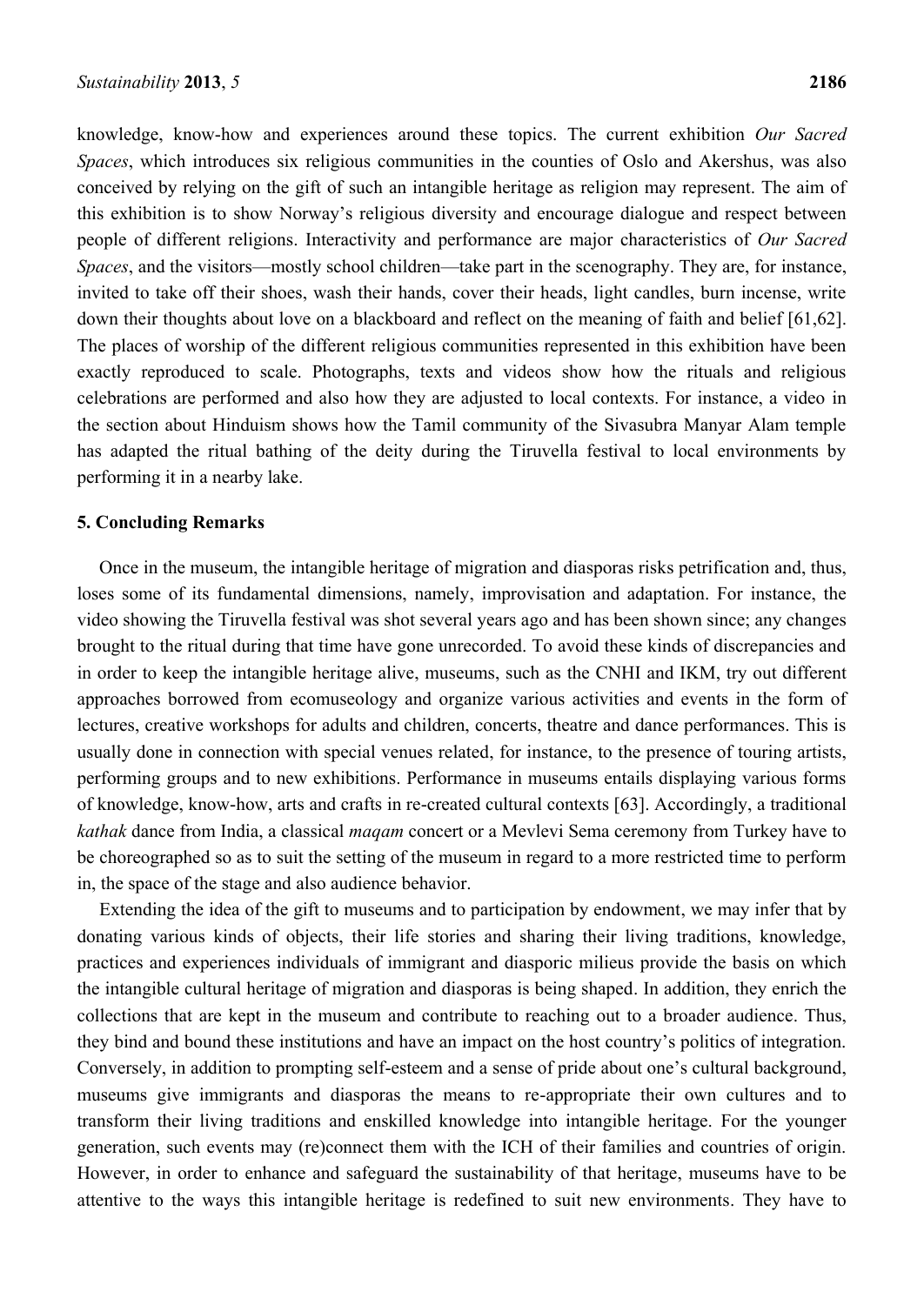knowledge, know-how and experiences around these topics. The current exhibition *Our Sacred Spaces*, which introduces six religious communities in the counties of Oslo and Akershus, was also conceived by relying on the gift of such an intangible heritage as religion may represent. The aim of this exhibition is to show Norway's religious diversity and encourage dialogue and respect between people of different religions. Interactivity and performance are major characteristics of *Our Sacred Spaces*, and the visitors—mostly school children—take part in the scenography. They are, for instance, invited to take off their shoes, wash their hands, cover their heads, light candles, burn incense, write down their thoughts about love on a blackboard and reflect on the meaning of faith and belief [61,62]. The places of worship of the different religious communities represented in this exhibition have been exactly reproduced to scale. Photographs, texts and videos show how the rituals and religious celebrations are performed and also how they are adjusted to local contexts. For instance, a video in the section about Hinduism shows how the Tamil community of the Sivasubra Manyar Alam temple has adapted the ritual bathing of the deity during the Tiruvella festival to local environments by performing it in a nearby lake.

## 5. Concluding Remarks

Once in the museum, the intangible heritage of migration and diasporas risks petrification and, thus, loses some of its fundamental dimensions, namely, improvisation and adaptation. For instance, the video showing the Tiruvella festival was shot several years ago and has been shown since; any changes brought to the ritual during that time have gone unrecorded. To avoid these kinds of discrepancies and in order to keep the intangible heritage alive, museums, such as the CNHI and IKM, try out different approaches borrowed from ecomuseology and organize various activities and events in the form of lectures, creative workshops for adults and children, concerts, theatre and dance performances. This is usually done in connection with special venues related, for instance, to the presence of touring artists, performing groups and to new exhibitions. Performance in museums entails displaying various forms of knowledge, know-how, arts and crafts in re-created cultural contexts [63]. Accordingly, a traditional *kathak* dance from India, a classical *maqam* concert or a Mevlevi Sema ceremony from Turkey have to be choreographed so as to suit the setting of the museum in regard to a more restricted time to perform in, the space of the stage and also audience behavior.

Extending the idea of the gift to museums and to participation by endowment, we may infer that by donating various kinds of objects, their life stories and sharing their living traditions, knowledge, practices and experiences individuals of immigrant and diasporic milieus provide the basis on which the intangible cultural heritage of migration and diasporas is being shaped. In addition, they enrich the collections that are kept in the museum and contribute to reaching out to a broader audience. Thus, they bind and bound these institutions and have an impact on the host country's politics of integration. Conversely, in addition to prompting self-esteem and a sense of pride about one's cultural background, museums give immigrants and diasporas the means to re-appropriate their own cultures and to transform their living traditions and enskilled knowledge into intangible heritage. For the younger generation, such events may (re)connect them with the ICH of their families and countries of origin. However, in order to enhance and safeguard the sustainability of that heritage, museums have to be attentive to the ways this intangible heritage is redefined to suit new environments. They have to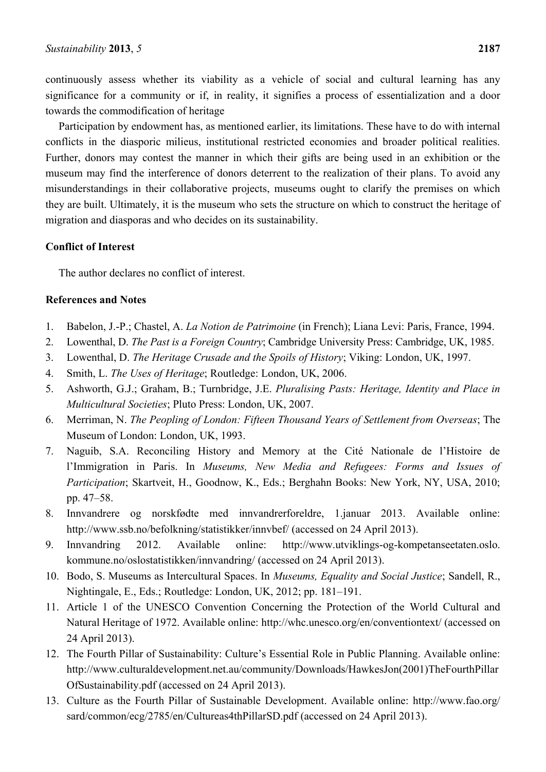continuously assess whether its viability as a vehicle of social and cultural learning has any significance for a community or if, in reality, it signifies a process of essentialization and a door towards the commodification of heritage

Participation by endowment has, as mentioned earlier, its limitations. These have to do with internal conflicts in the diasporic milieus, institutional restricted economies and broader political realities. Further, donors may contest the manner in which their gifts are being used in an exhibition or the museum may find the interference of donors deterrent to the realization of their plans. To avoid any misunderstandings in their collaborative projects, museums ought to clarify the premises on which they are built. Ultimately, it is the museum who sets the structure on which to construct the heritage of migration and diasporas and who decides on its sustainability.

## Conflict of Interest

The author declares no conflict of interest.

## References and Notes

1. Babelon, J.-P.; Chastel, A. *La Notion de Patrimoine* (in French); Liana Levi: Paris, France, 1994.
2. Lowenthal, D. *The Past is a Foreign Country*; Cambridge University Press: Cambridge, UK, 1985.
3. Lowenthal, D. *The Heritage Crusade and the Spoils of History*; Viking: London, UK, 1997.
4. Smith, L. *The Uses of Heritage*; Routledge: London, UK, 2006.
5. Ashworth, G.J.; Graham, B.; Turnbridge, J.E. *Pluralising Pasts: Heritage, Identity and Place in Multicultural Societies*; Pluto Press: London, UK, 2007.
6. Merriman, N. *The Peopling of London: Fifteen Thousand Years of Settlement from Overseas*; The Museum of London: London, UK, 1993.
7. Naguib, S.A. Reconciling History and Memory at the Cité Nationale de l'Histoire de l'Immigration in Paris. In *Museums, New Media and Refugees: Forms and Issues of Participation*; Skartveit, H., Goodnow, K., Eds.; Berghahn Books: New York, NY, USA, 2010; pp. 47–58.
8. Innvandrere og norskfødte med innvandrerforeldre, 1.januar 2013. Available online: http://www.ssb.no/befolkning/statistikker/innvbef/ (accessed on 24 April 2013).
9. Innvandring 2012. Available online: http://www.utviklings-og-kompetanseetaten.oslo.kommune.no/oslostatistikken/innvandring/ (accessed on 24 April 2013).
10. Bodo, S. Museums as Intercultural Spaces. In *Museums, Equality and Social Justice*; Sandell, R., Nightingale, E., Eds.; Routledge: London, UK, 2012; pp. 181–191.
11. Article 1 of the UNESCO Convention Concerning the Protection of the World Cultural and Natural Heritage of 1972. Available online: http://whc.unesco.org/en/conventiontext/ (accessed on 24 April 2013).
12. The Fourth Pillar of Sustainability: Culture's Essential Role in Public Planning. Available online: http://www.culturaldevelopment.net.au/community/Downloads/HawkesJon(2001)TheFourthPillarOfSustainability.pdf (accessed on 24 April 2013).
13. Culture as the Fourth Pillar of Sustainable Development. Available online: http://www.fao.org/sard/common/ecg/2785/en/Cultureas4thPillarSD.pdf (accessed on 24 April 2013).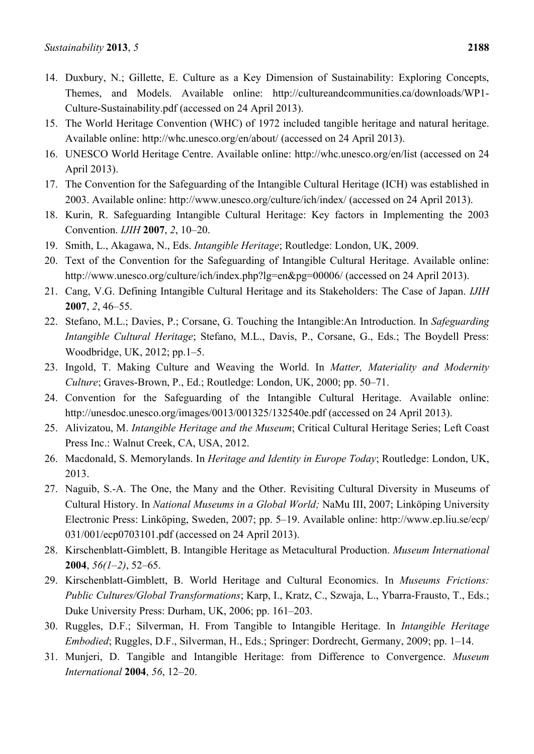14. Duxbury, N.; Gillette, E. Culture as a Key Dimension of Sustainability: Exploring Concepts, Themes, and Models. Available online: http://cultureandcommunities.ca/downloads/WP1-Culture-Sustainability.pdf (accessed on 24 April 2013).
15. The World Heritage Convention (WHC) of 1972 included tangible heritage and natural heritage. Available online: http://whc.unesco.org/en/about/ (accessed on 24 April 2013).
16. UNESCO World Heritage Centre. Available online: http://whc.unesco.org/en/list (accessed on 24 April 2013).
17. The Convention for the Safeguarding of the Intangible Cultural Heritage (ICH) was established in 2003. Available online: http://www.unesco.org/culture/ich/index/ (accessed on 24 April 2013).
18. Kurin, R. Safeguarding Intangible Cultural Heritage: Key factors in Implementing the 2003 Convention. *IJIH* **2007**, *2*, 10–20.
19. Smith, L., Akagawa, N., Eds. *Intangible Heritage*; Routledge: London, UK, 2009.
20. Text of the Convention for the Safeguarding of Intangible Cultural Heritage. Available online: http://www.unesco.org/culture/ich/index.php?lg=en&pg=00006/ (accessed on 24 April 2013).
21. Cang, V.G. Defining Intangible Cultural Heritage and its Stakeholders: The Case of Japan. *IJIH* **2007**, *2*, 46–55.
22. Stefano, M.L.; Davies, P.; Corsane, G. Touching the Intangible:An Introduction. In *Safeguarding Intangible Cultural Heritage*; Stefano, M.L., Davis, P., Corsane, G., Eds.; The Boydell Press: Woodbridge, UK, 2012; pp.1–5.
23. Ingold, T. Making Culture and Weaving the World. In *Matter, Materiality and Modernity Culture*; Graves-Brown, P., Ed.; Routledge: London, UK, 2000; pp. 50–71.
24. Convention for the Safeguarding of the Intangible Cultural Heritage. Available online: http://unesdoc.unesco.org/images/0013/001325/132540e.pdf (accessed on 24 April 2013).
25. Alivizatou, M. *Intangible Heritage and the Museum*; Critical Cultural Heritage Series; Left Coast Press Inc.: Walnut Creek, CA, USA, 2012.
26. Macdonald, S. Memorylands. In *Heritage and Identity in Europe Today*; Routledge: London, UK, 2013.
27. Naguib, S.-A. The One, the Many and the Other. Revisiting Cultural Diversity in Museums of Cultural History. In *National Museums in a Global World;* NaMu III, 2007; Linköping University Electronic Press: Linköping, Sweden, 2007; pp. 5–19. Available online: http://www.ep.liu.se/ecp/031/001/ecp0703101.pdf (accessed on 24 April 2013).
28. Kirschenblatt-Gimblett, B. Intangible Heritage as Metacultural Production. *Museum International* **2004**, *56(1–2)*, 52–65.
29. Kirschenblatt-Gimblett, B. World Heritage and Cultural Economics. In *Museums Frictions: Public Cultures/Global Transformations*; Karp, I., Kratz, C., Szwaja, L., Ybarra-Frausto, T., Eds.; Duke University Press: Durham, UK, 2006; pp. 161–203.
30. Ruggles, D.F.; Silverman, H. From Tangible to Intangible Heritage. In *Intangible Heritage Embodied*; Ruggles, D.F., Silverman, H., Eds.; Springer: Dordrecht, Germany, 2009; pp. 1–14.
31. Munjeri, D. Tangible and Intangible Heritage: from Difference to Convergence. *Museum International* **2004**, *56*, 12–20.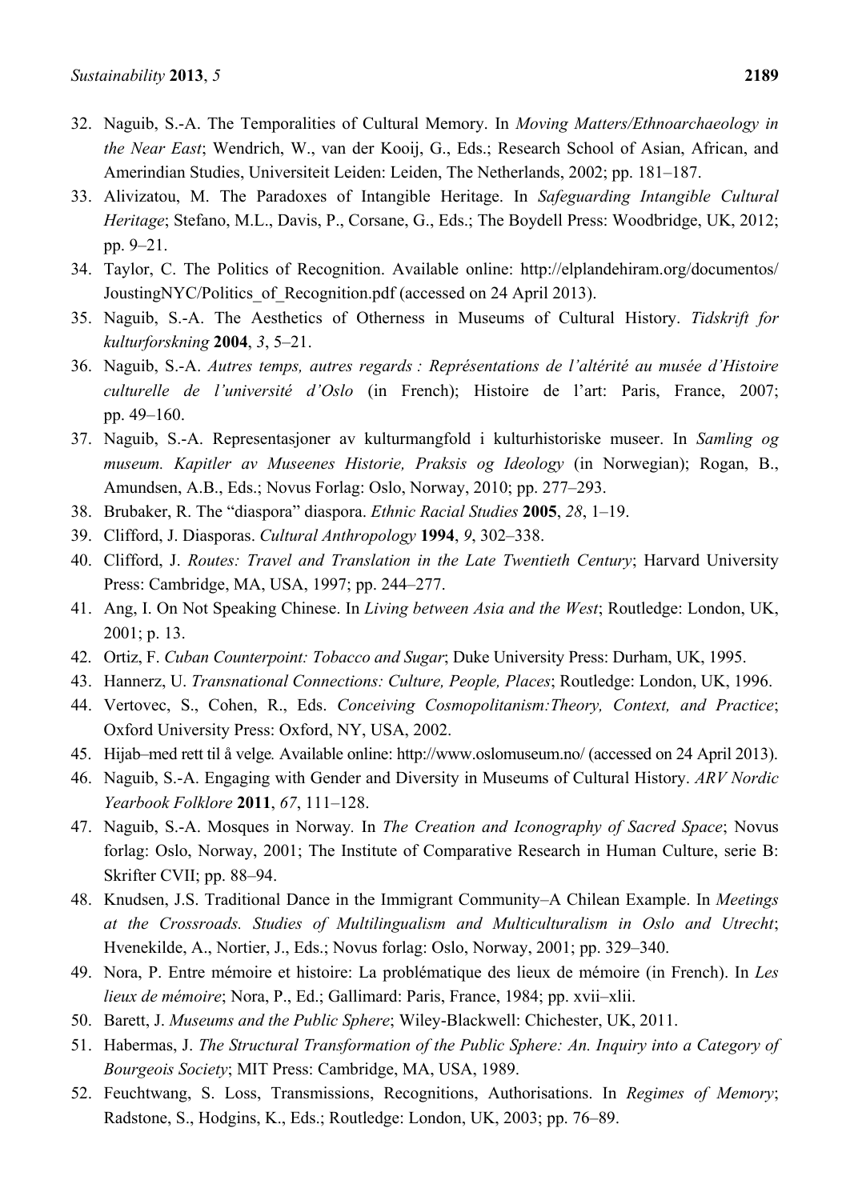32. Naguib, S.-A. The Temporalities of Cultural Memory. In *Moving Matters/Ethnoarchaeology in the Near East*; Wendrich, W., van der Kooij, G., Eds.; Research School of Asian, African, and Amerindian Studies, Universiteit Leiden: Leiden, The Netherlands, 2002; pp. 181–187.
33. Alivizatou, M. The Paradoxes of Intangible Heritage. In *Safeguarding Intangible Cultural Heritage*; Stefano, M.L., Davis, P., Corsane, G., Eds.; The Boydell Press: Woodbridge, UK, 2012; pp. 9–21.
34. Taylor, C. The Politics of Recognition. Available online: http://elplandehiram.org/documentos/JoustingNYC/Politics_of_Recognition.pdf (accessed on 24 April 2013).
35. Naguib, S.-A. The Aesthetics of Otherness in Museums of Cultural History. *Tidskrift for kulturforskning* **2004**, *3*, 5–21.
36. Naguib, S.-A. *Autres temps, autres regards : Représentations de l'altérité au musée d'Histoire culturelle de l'université d'Oslo* (in French); Histoire de l'art: Paris, France, 2007; pp. 49–160.
37. Naguib, S.-A. Representasjoner av kulturmangfold i kulturhistoriske museer. In *Samling og museum. Kapitler av Museenes Historie, Praksis og Ideology* (in Norwegian); Rogan, B., Amundsen, A.B., Eds.; Novus Forlag: Oslo, Norway, 2010; pp. 277–293.
38. Brubaker, R. The "diaspora" diaspora. *Ethnic Racial Studies* **2005**, *28*, 1–19.
39. Clifford, J. Diasporas. *Cultural Anthropology* **1994**, *9*, 302–338.
40. Clifford, J. *Routes: Travel and Translation in the Late Twentieth Century*; Harvard University Press: Cambridge, MA, USA, 1997; pp. 244–277.
41. Ang, I. On Not Speaking Chinese. In *Living between Asia and the West*; Routledge: London, UK, 2001; p. 13.
42. Ortiz, F. *Cuban Counterpoint: Tobacco and Sugar*; Duke University Press: Durham, UK, 1995.
43. Hannerz, U. *Transnational Connections: Culture, People, Places*; Routledge: London, UK, 1996.
44. Vertovec, S., Cohen, R., Eds. *Conceiving Cosmopolitanism:Theory, Context, and Practice*; Oxford University Press: Oxford, NY, USA, 2002.
45. Hijab–med rett til å velge*.* Available online: http://www.oslomuseum.no/ (accessed on 24 April 2013).
46. Naguib, S.-A. Engaging with Gender and Diversity in Museums of Cultural History. *ARV Nordic Yearbook Folklore* **2011**, *67*, 111–128.
47. Naguib, S.-A. Mosques in Norway*.* In *The Creation and Iconography of Sacred Space*; Novus forlag: Oslo, Norway, 2001; The Institute of Comparative Research in Human Culture, serie B: Skrifter CVII; pp. 88–94.
48. Knudsen, J.S. Traditional Dance in the Immigrant Community–A Chilean Example. In *Meetings at the Crossroads. Studies of Multilingualism and Multiculturalism in Oslo and Utrecht*; Hvenekilde, A., Nortier, J., Eds.; Novus forlag: Oslo, Norway, 2001; pp. 329–340.
49. Nora, P. Entre mémoire et histoire: La problématique des lieux de mémoire (in French). In *Les lieux de mémoire*; Nora, P., Ed.; Gallimard: Paris, France, 1984; pp. xvii–xlii.
50. Barett, J. *Museums and the Public Sphere*; Wiley-Blackwell: Chichester, UK, 2011.
51. Habermas, J. *The Structural Transformation of the Public Sphere: An. Inquiry into a Category of Bourgeois Society*; MIT Press: Cambridge, MA, USA, 1989.
52. Feuchtwang, S. Loss, Transmissions, Recognitions, Authorisations. In *Regimes of Memory*; Radstone, S., Hodgins, K., Eds.; Routledge: London, UK, 2003; pp. 76–89.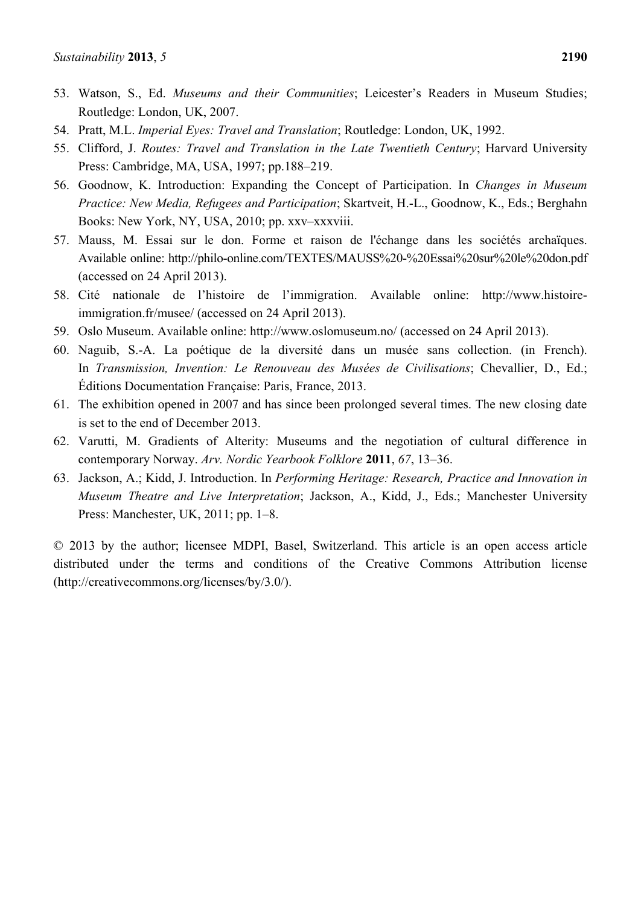53. Watson, S., Ed. *Museums and their Communities*; Leicester's Readers in Museum Studies; Routledge: London, UK, 2007.
54. Pratt, M.L. *Imperial Eyes: Travel and Translation*; Routledge: London, UK, 1992.
55. Clifford, J. *Routes: Travel and Translation in the Late Twentieth Century*; Harvard University Press: Cambridge, MA, USA, 1997; pp.188–219.
56. Goodnow, K. Introduction: Expanding the Concept of Participation. In *Changes in Museum Practice: New Media, Refugees and Participation*; Skartveit, H.-L., Goodnow, K., Eds.; Berghahn Books: New York, NY, USA, 2010; pp. xxv–xxxviii.
57. Mauss, M. Essai sur le don. Forme et raison de l'échange dans les sociétés archaïques. Available online: http://philo-online.com/TEXTES/MAUSS%20-%20Essai%20sur%20le%20don.pdf (accessed on 24 April 2013).
58. Cité nationale de l'histoire de l'immigration. Available online: http://www.histoire-immigration.fr/musee/ (accessed on 24 April 2013).
59. Oslo Museum. Available online: http://www.oslomuseum.no/ (accessed on 24 April 2013).
60. Naguib, S.-A. La poétique de la diversité dans un musée sans collection. (in French). In *Transmission, Invention: Le Renouveau des Musées de Civilisations*; Chevallier, D., Ed.; Éditions Documentation Française: Paris, France, 2013.
61. The exhibition opened in 2007 and has since been prolonged several times. The new closing date is set to the end of December 2013.
62. Varutti, M. Gradients of Alterity: Museums and the negotiation of cultural difference in contemporary Norway. *Arv. Nordic Yearbook Folklore* **2011**, *67*, 13–36.
63. Jackson, A.; Kidd, J. Introduction. In *Performing Heritage: Research, Practice and Innovation in Museum Theatre and Live Interpretation*; Jackson, A., Kidd, J., Eds.; Manchester University Press: Manchester, UK, 2011; pp. 1–8.

© 2013 by the author; licensee MDPI, Basel, Switzerland. This article is an open access article distributed under the terms and conditions of the Creative Commons Attribution license (http://creativecommons.org/licenses/by/3.0/).